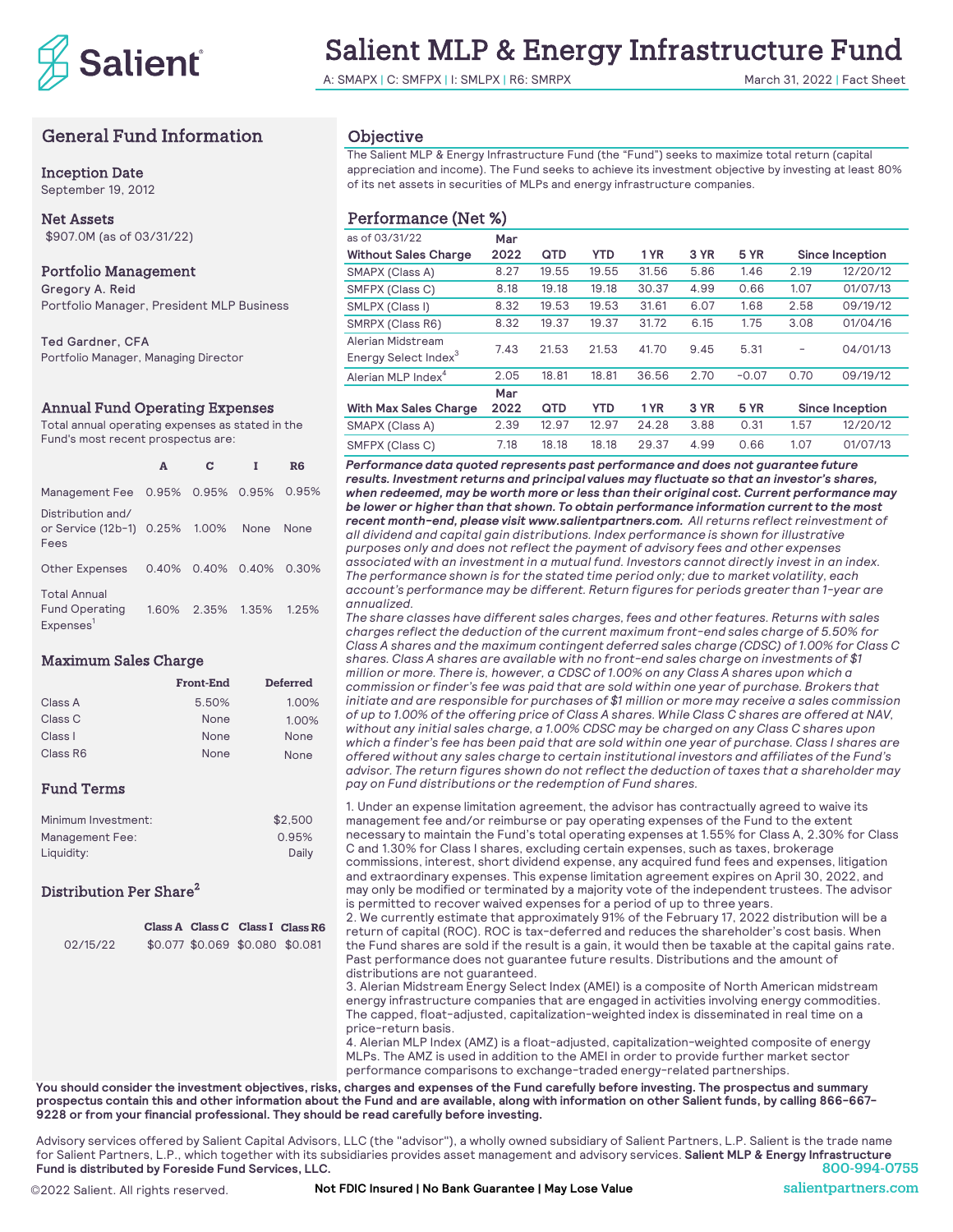# Salient MLP & Energy Infrastructure Fund

A: SMAPX | C: SMFPX | I: SMLPX | R6: SMRPX

March 31, 2022 | Fact Sheet

## General Fund Information

### Inception Date
September 19, 2012

### Net Assets
$907.0M (as of 03/31/22)

### Portfolio Management
**Gregory A. Reid**
Portfolio Manager, President MLP Business

**Ted Gardner, CFA**
Portfolio Manager, Managing Director

### Annual Fund Operating Expenses
Total annual operating expenses as stated in the Fund's most recent prospectus are:

| | A | C | I | R6 |
|---|---|---|---|---|
| Management Fee | 0.95% | 0.95% | 0.95% | 0.95% |
| Distribution and/ or Service (12b-1) Fees | 0.25% | 1.00% | None | None |
| Other Expenses | 0.40% | 0.40% | 0.40% | 0.30% |
| Total Annual Fund Operating Expenses[1] | 1.60% | 2.35% | 1.35% | 1.25% |

### Maximum Sales Charge

| | Front-End | Deferred |
|---|---|---|
| Class A | 5.50% | 1.00% |
| Class C | None | 1.00% |
| Class I | None | None |
| Class R6 | None | None |

### Fund Terms

| | |
|---|---|
| Minimum Investment: | $2,500 |
| Management Fee: | 0.95% |
| Liquidity: | Daily |

### Distribution Per Share[2]

| | Class A | Class C | Class I | Class R6 |
|---|---|---|---|---|
| 02/15/22 | $0.077 | $0.069 | $0.080 | $0.081 |

## Objective

The Salient MLP & Energy Infrastructure Fund (the "Fund") seeks to maximize total return (capital appreciation and income). The Fund seeks to achieve its investment objective by investing at least 80% of its net assets in securities of MLPs and energy infrastructure companies.

## Performance (Net %)

| as of 03/31/22<br>Without Sales Charge | Mar 2022 | QTD | YTD | 1 YR | 3 YR | 5 YR | Since Inception | |
|---|---|---|---|---|---|---|---|---|
| SMAPX (Class A) | 8.27 | 19.55 | 19.55 | 31.56 | 5.86 | 1.46 | 2.19 | 12/20/12 |
| SMFPX (Class C) | 8.18 | 19.18 | 19.18 | 30.37 | 4.99 | 0.66 | 1.07 | 01/07/13 |
| SMLPX (Class I) | 8.32 | 19.53 | 19.53 | 31.61 | 6.07 | 1.68 | 2.58 | 09/19/12 |
| SMRPX (Class R6) | 8.32 | 19.37 | 19.37 | 31.72 | 6.15 | 1.75 | 3.08 | 01/04/16 |
| Alerian Midstream Energy Select Index[3] | 7.43 | 21.53 | 21.53 | 41.70 | 9.45 | 5.31 | – | 04/01/13 |
| Alerian MLP Index[4] | 2.05 | 18.81 | 18.81 | 36.56 | 2.70 | -0.07 | 0.70 | 09/19/12 |
| **With Max Sales Charge** | **Mar 2022** | **QTD** | **YTD** | **1 YR** | **3 YR** | **5 YR** | **Since Inception** | |
| SMAPX (Class A) | 2.39 | 12.97 | 12.97 | 24.28 | 3.88 | 0.31 | 1.57 | 12/20/12 |
| SMFPX (Class C) | 7.18 | 18.18 | 18.18 | 29.37 | 4.99 | 0.66 | 1.07 | 01/07/13 |

***Performance data quoted represents past performance and does not guarantee future results. Investment returns and principal values may fluctuate so that an investor's shares, when redeemed, may be worth more or less than their original cost. Current performance may be lower or higher than that shown. To obtain performance information current to the most recent month-end, please visit www.salientpartners.com.*** *All returns reflect reinvestment of all dividend and capital gain distributions. Index performance is shown for illustrative purposes only and does not reflect the payment of advisory fees and other expenses associated with an investment in a mutual fund. Investors cannot directly invest in an index. The performance shown is for the stated time period only; due to market volatility, each account's performance may be different. Return figures for periods greater than 1-year are annualized.*

*The share classes have different sales charges, fees and other features. Returns with sales charges reflect the deduction of the current maximum front-end sales charge of 5.50% for Class A shares and the maximum contingent deferred sales charge (CDSC) of 1.00% for Class C shares. Class A shares are available with no front-end sales charge on investments of $1 million or more. There is, however, a CDSC of 1.00% on any Class A shares upon which a commission or finder's fee was paid that are sold within one year of purchase. Brokers that initiate and are responsible for purchases of $1 million or more may receive a sales commission of up to 1.00% of the offering price of Class A shares. While Class C shares are offered at NAV, without any initial sales charge, a 1.00% CDSC may be charged on any Class C shares upon which a finder's fee has been paid that are sold within one year of purchase. Class I shares are offered without any sales charge to certain institutional investors and affiliates of the Fund's advisor. The return figures shown do not reflect the deduction of taxes that a shareholder may pay on Fund distributions or the redemption of Fund shares.*

1. Under an expense limitation agreement, the advisor has contractually agreed to waive its management fee and/or reimburse or pay operating expenses of the Fund to the extent necessary to maintain the Fund's total operating expenses at 1.55% for Class A, 2.30% for Class C and 1.30% for Class I shares, excluding certain expenses, such as taxes, brokerage commissions, interest, short dividend expense, any acquired fund fees and expenses, litigation and extraordinary expenses. This expense limitation agreement expires on April 30, 2022, and may only be modified or terminated by a majority vote of the independent trustees. The advisor is permitted to recover waived expenses for a period of up to three years.
2. We currently estimate that approximately 91% of the February 17, 2022 distribution will be a return of capital (ROC). ROC is tax-deferred and reduces the shareholder's cost basis. When the Fund shares are sold if the result is a gain, it would then be taxable at the capital gains rate. Past performance does not guarantee future results. Distributions and the amount of distributions are not guaranteed.
3. Alerian Midstream Energy Select Index (AMEI) is a composite of North American midstream energy infrastructure companies that are engaged in activities involving energy commodities. The capped, float-adjusted, capitalization-weighted index is disseminated in real time on a price-return basis.
4. Alerian MLP Index (AMZ) is a float-adjusted, capitalization-weighted composite of energy MLPs. The AMZ is used in addition to the AMEI in order to provide further market sector performance comparisons to exchange-traded energy-related partnerships.

**You should consider the investment objectives, risks, charges and expenses of the Fund carefully before investing. The prospectus and summary prospectus contain this and other information about the Fund and are available, along with information on other Salient funds, by calling 866-667-9228 or from your financial professional. They should be read carefully before investing.**

Advisory services offered by Salient Capital Advisors, LLC (the "advisor"), a wholly owned subsidiary of Salient Partners, L.P. Salient is the trade name for Salient Partners, L.P., which together with its subsidiaries provides asset management and advisory services. **Salient MLP & Energy Infrastructure Fund is distributed by Foreside Fund Services, LLC.**

800-994-0755

©2022 Salient. All rights reserved.

**Not FDIC Insured | No Bank Guarantee | May Lose Value**

salientpartners.com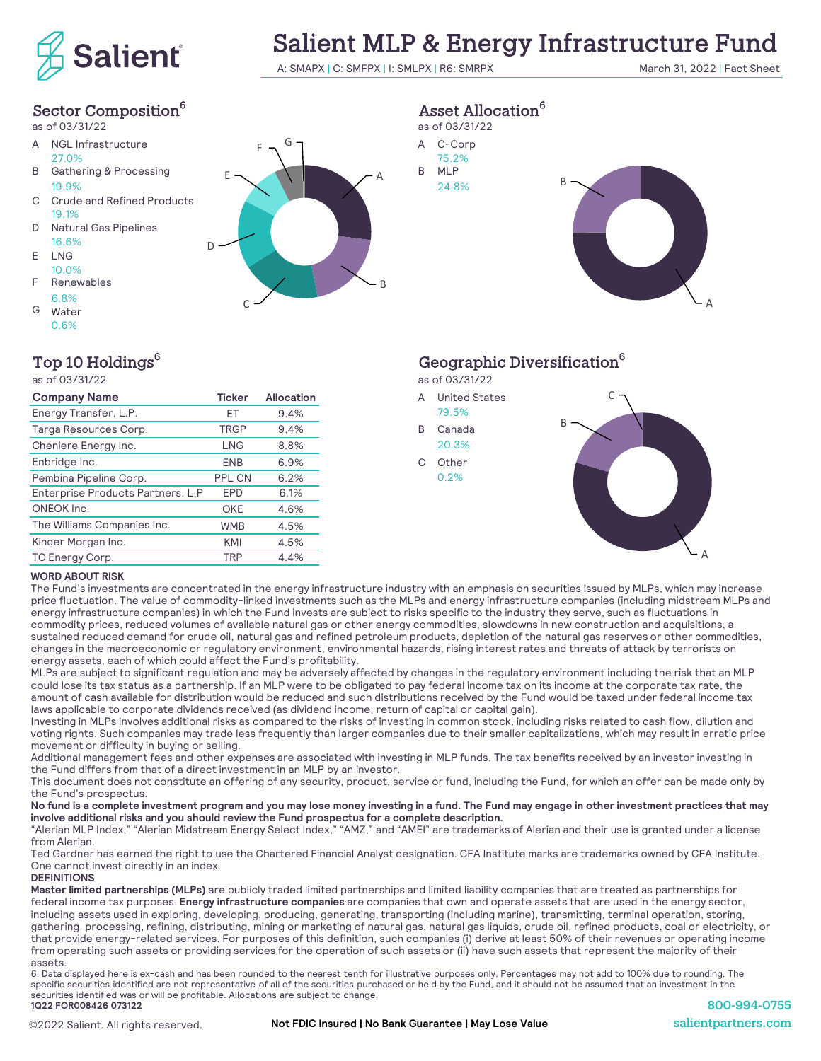# Salient MLP & Energy Infrastructure Fund

A: SMAPX | C: SMFPX | I: SMLPX | R6: SMRPX

March 31, 2022 | Fact Sheet

## Sector Composition[6]

as of 03/31/22

- A NGL Infrastructure 27.0%
- B Gathering & Processing 19.9%
- C Crude and Refined Products 19.1%
- D Natural Gas Pipelines 16.6%
- E LNG 10.0%
- F Renewables 6.8%
- G Water 0.6%

## Asset Allocation[6]

as of 03/31/22

- A C-Corp 75.2%
- B MLP 24.8%

## Top 10 Holdings[6]

as of 03/31/22

| Company Name | Ticker | Allocation |
|---|---|---|
| Energy Transfer, L.P. | ET | 9.4% |
| Targa Resources Corp. | TRGP | 9.4% |
| Cheniere Energy Inc. | LNG | 8.8% |
| Enbridge Inc. | ENB | 6.9% |
| Pembina Pipeline Corp. | PPL CN | 6.2% |
| Enterprise Products Partners, L.P | EPD | 6.1% |
| ONEOK Inc. | OKE | 4.6% |
| The Williams Companies Inc. | WMB | 4.5% |
| Kinder Morgan Inc. | KMI | 4.5% |
| TC Energy Corp. | TRP | 4.4% |

## Geographic Diversification[6]

as of 03/31/22

- A United States 79.5%
- B Canada 20.3%
- C Other 0.2%

**WORD ABOUT RISK**

The Fund's investments are concentrated in the energy infrastructure industry with an emphasis on securities issued by MLPs, which may increase price fluctuation. The value of commodity-linked investments such as the MLPs and energy infrastructure companies (including midstream MLPs and energy infrastructure companies) in which the Fund invests are subject to risks specific to the industry they serve, such as fluctuations in commodity prices, reduced volumes of available natural gas or other energy commodities, slowdowns in new construction and acquisitions, a sustained reduced demand for crude oil, natural gas and refined petroleum products, depletion of the natural gas reserves or other commodities, changes in the macroeconomic or regulatory environment, environmental hazards, rising interest rates and threats of attack by terrorists on energy assets, each of which could affect the Fund's profitability.

MLPs are subject to significant regulation and may be adversely affected by changes in the regulatory environment including the risk that an MLP could lose its tax status as a partnership. If an MLP were to be obligated to pay federal income tax on its income at the corporate tax rate, the amount of cash available for distribution would be reduced and such distributions received by the Fund would be taxed under federal income tax laws applicable to corporate dividends received (as dividend income, return of capital or capital gain).

Investing in MLPs involves additional risks as compared to the risks of investing in common stock, including risks related to cash flow, dilution and voting rights. Such companies may trade less frequently than larger companies due to their smaller capitalizations, which may result in erratic price movement or difficulty in buying or selling.

Additional management fees and other expenses are associated with investing in MLP funds. The tax benefits received by an investor investing in the Fund differs from that of a direct investment in an MLP by an investor.

This document does not constitute an offering of any security, product, service or fund, including the Fund, for which an offer can be made only by the Fund's prospectus.

**No fund is a complete investment program and you may lose money investing in a fund. The Fund may engage in other investment practices that may involve additional risks and you should review the Fund prospectus for a complete description.**

"Alerian MLP Index," "Alerian Midstream Energy Select Index," "AMZ," and "AMEI" are trademarks of Alerian and their use is granted under a license from Alerian.

Ted Gardner has earned the right to use the Chartered Financial Analyst designation. CFA Institute marks are trademarks owned by CFA Institute. One cannot invest directly in an index.

**DEFINITIONS**

**Master limited partnerships (MLPs)** are publicly traded limited partnerships and limited liability companies that are treated as partnerships for federal income tax purposes. **Energy infrastructure companies** are companies that own and operate assets that are used in the energy sector, including assets used in exploring, developing, producing, generating, transporting (including marine), transmitting, terminal operation, storing, gathering, processing, refining, distributing, mining or marketing of natural gas, natural gas liquids, crude oil, refined products, coal or electricity, or that provide energy-related services. For purposes of this definition, such companies (i) derive at least 50% of their revenues or operating income from operating such assets or providing services for the operation of such assets or (ii) have such assets that represent the majority of their assets.

6. Data displayed here is ex-cash and has been rounded to the nearest tenth for illustrative purposes only. Percentages may not add to 100% due to rounding. The specific securities identified are not representative of all of the securities purchased or held by the Fund, and it should not be assumed that an investment in the securities identified was or will be profitable. Allocations are subject to change.

**1Q22 FOR008426 073122**

800-994-0755

salientpartners.com

©2022 Salient. All rights reserved.

**Not FDIC Insured | No Bank Guarantee | May Lose Value**